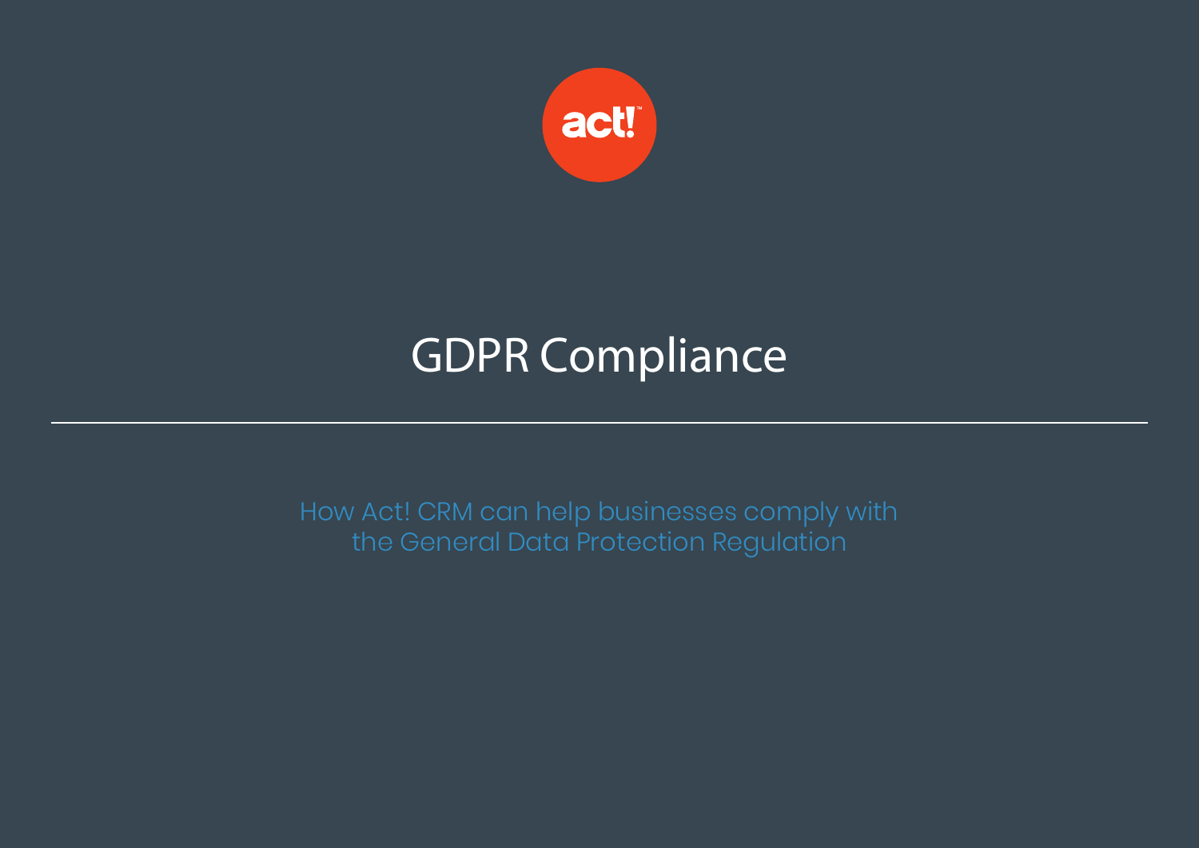act!

# GDPR Compliance

How Act! CRM can help businesses comply with the General Data Protection Regulation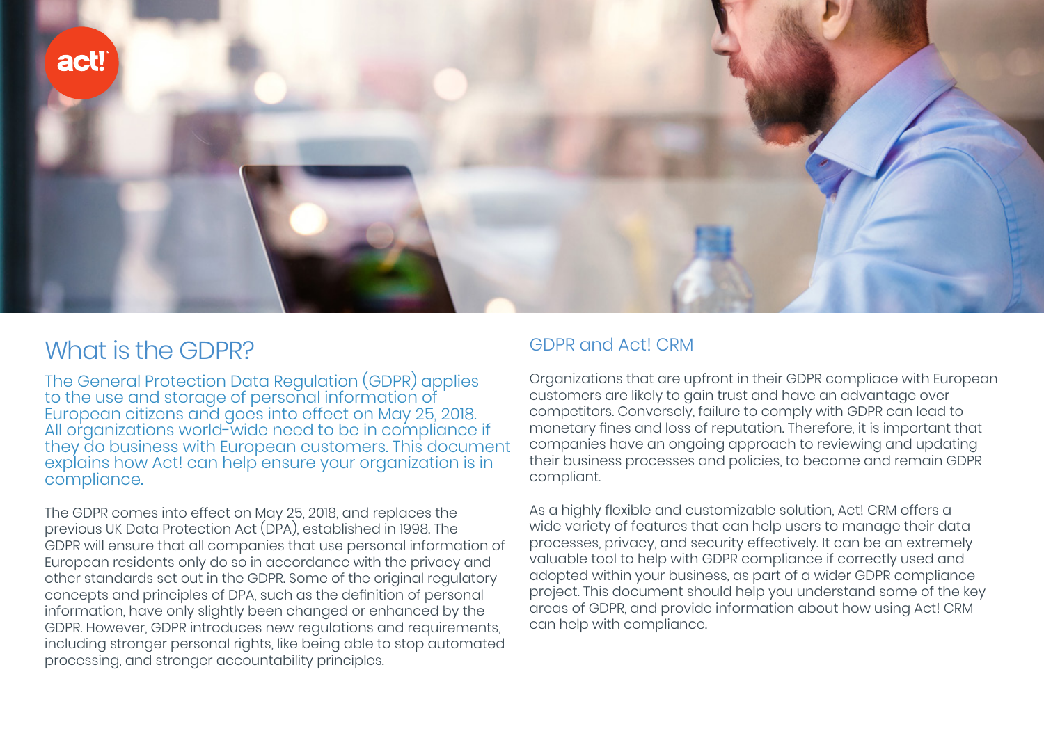## What is the GDPR?

The General Protection Data Regulation (GDPR) applies to the use and storage of personal information of European citizens and goes into effect on May 25, 2018. All organizations world-wide need to be in compliance if they do business with European customers. This document explains how Act! can help ensure your organization is in compliance.

The GDPR comes into effect on May 25, 2018, and replaces the previous UK Data Protection Act (DPA), established in 1998. The GDPR will ensure that all companies that use personal information of European residents only do so in accordance with the privacy and other standards set out in the GDPR. Some of the original regulatory concepts and principles of DPA, such as the definition of personal information, have only slightly been changed or enhanced by the GDPR. However, GDPR introduces new regulations and requirements, including stronger personal rights, like being able to stop automated processing, and stronger accountability principles.

### GDPR and Act! CRM

Organizations that are upfront in their GDPR compliace with European customers are likely to gain trust and have an advantage over competitors. Conversely, failure to comply with GDPR can lead to monetary fines and loss of reputation. Therefore, it is important that companies have an ongoing approach to reviewing and updating their business processes and policies, to become and remain GDPR compliant.

As a highly flexible and customizable solution, Act! CRM offers a wide variety of features that can help users to manage their data processes, privacy, and security effectively. It can be an extremely valuable tool to help with GDPR compliance if correctly used and adopted within your business, as part of a wider GDPR compliance project. This document should help you understand some of the key areas of GDPR, and provide information about how using Act! CRM can help with compliance.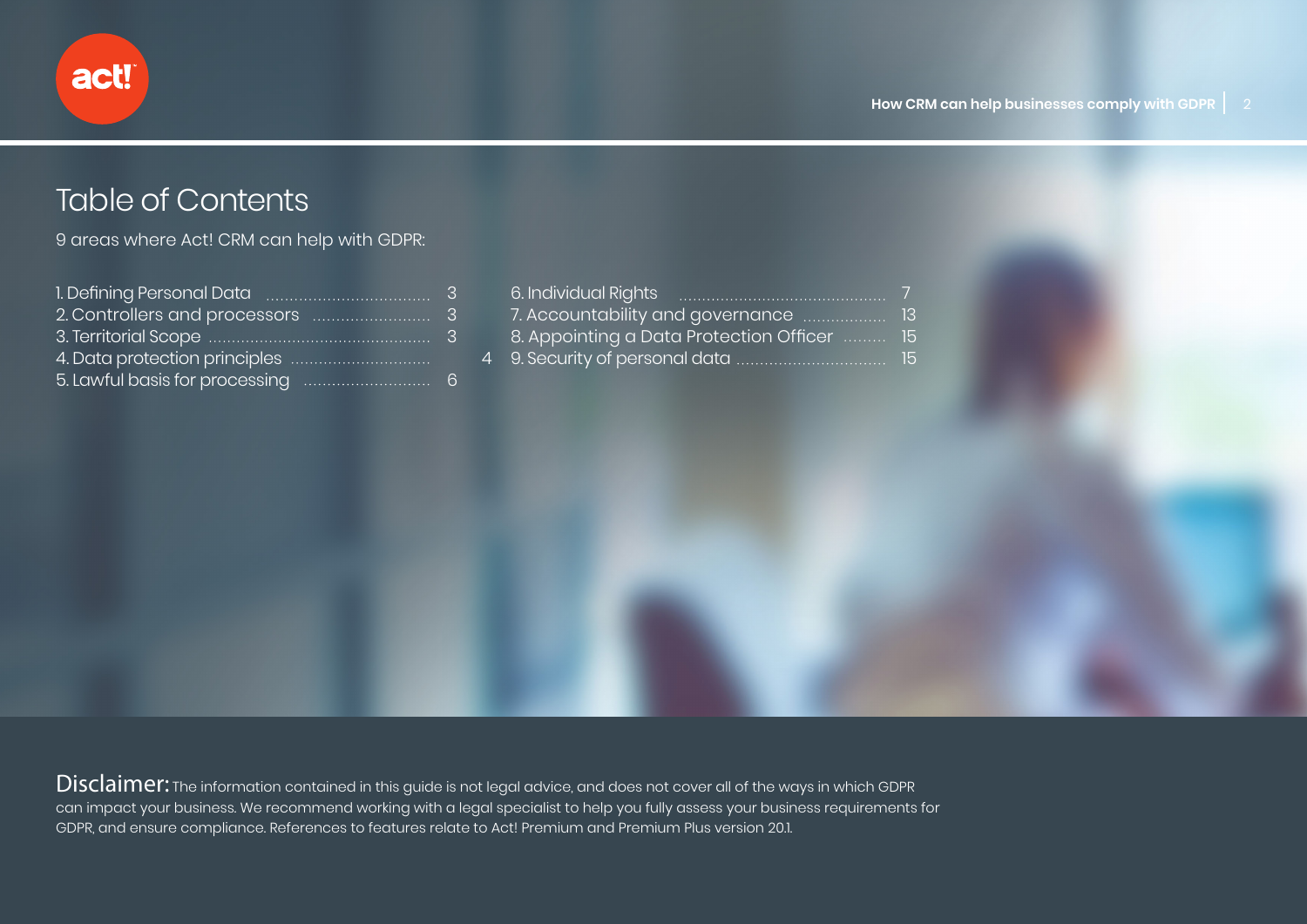# Table of Contents

9 areas where Act! CRM can help with GDPR:

1. Defining Personal Data .................................. 3
2. Controllers and processors ........................ 3
3. Territorial Scope ............................................... 3
4. Data protection principles ............................ 4
5. Lawful basis for processing .......................... 6
6. Individual Rights ........................................... 7
7. Accountability and governance ................. 13
8. Appointing a Data Protection Officer ......... 15
9. Security of personal data ............................. 15

**Disclaimer:** The information contained in this guide is not legal advice, and does not cover all of the ways in which GDPR can impact your business. We recommend working with a legal specialist to help you fully assess your business requirements for GDPR, and ensure compliance. References to features relate to Act! Premium and Premium Plus version 20.1.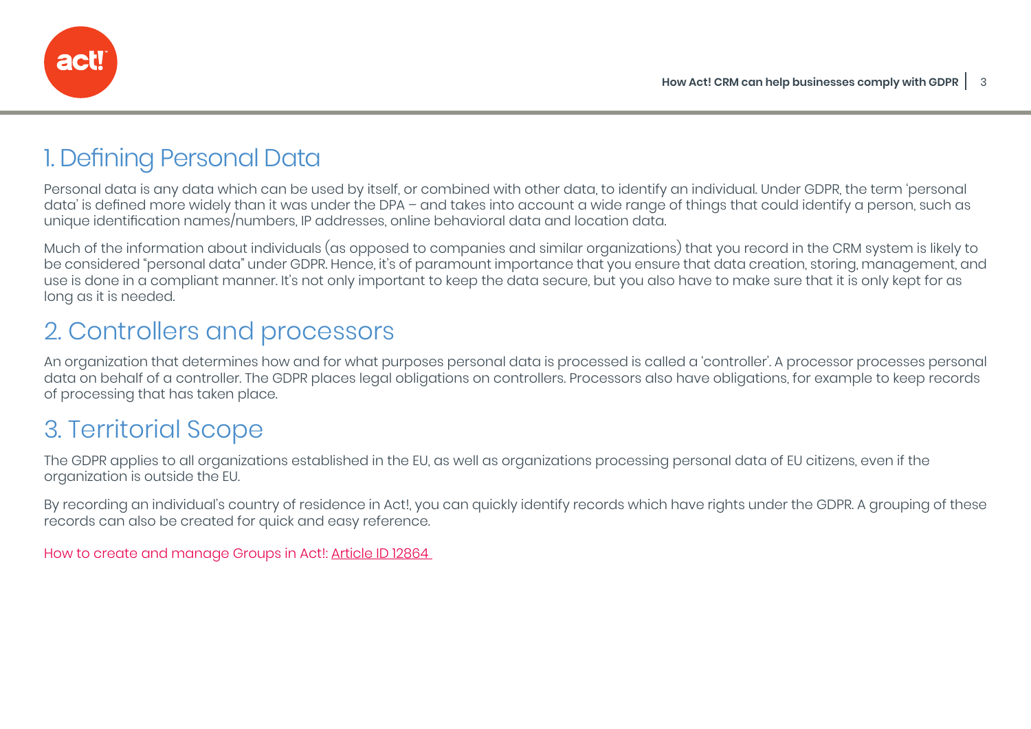## 1. Defining Personal Data

Personal data is any data which can be used by itself, or combined with other data, to identify an individual. Under GDPR, the term 'personal data' is defined more widely than it was under the DPA – and takes into account a wide range of things that could identify a person, such as unique identification names/numbers, IP addresses, online behavioral data and location data.

Much of the information about individuals (as opposed to companies and similar organizations) that you record in the CRM system is likely to be considered "personal data" under GDPR. Hence, it's of paramount importance that you ensure that data creation, storing, management, and use is done in a compliant manner. It's not only important to keep the data secure, but you also have to make sure that it is only kept for as long as it is needed.

## 2. Controllers and processors

An organization that determines how and for what purposes personal data is processed is called a 'controller'. A processor processes personal data on behalf of a controller. The GDPR places legal obligations on controllers. Processors also have obligations, for example to keep records of processing that has taken place.

## 3. Territorial Scope

The GDPR applies to all organizations established in the EU, as well as organizations processing personal data of EU citizens, even if the organization is outside the EU.

By recording an individual's country of residence in Act!, you can quickly identify records which have rights under the GDPR. A grouping of these records can also be created for quick and easy reference.

How to create and manage Groups in Act!: Article ID 12864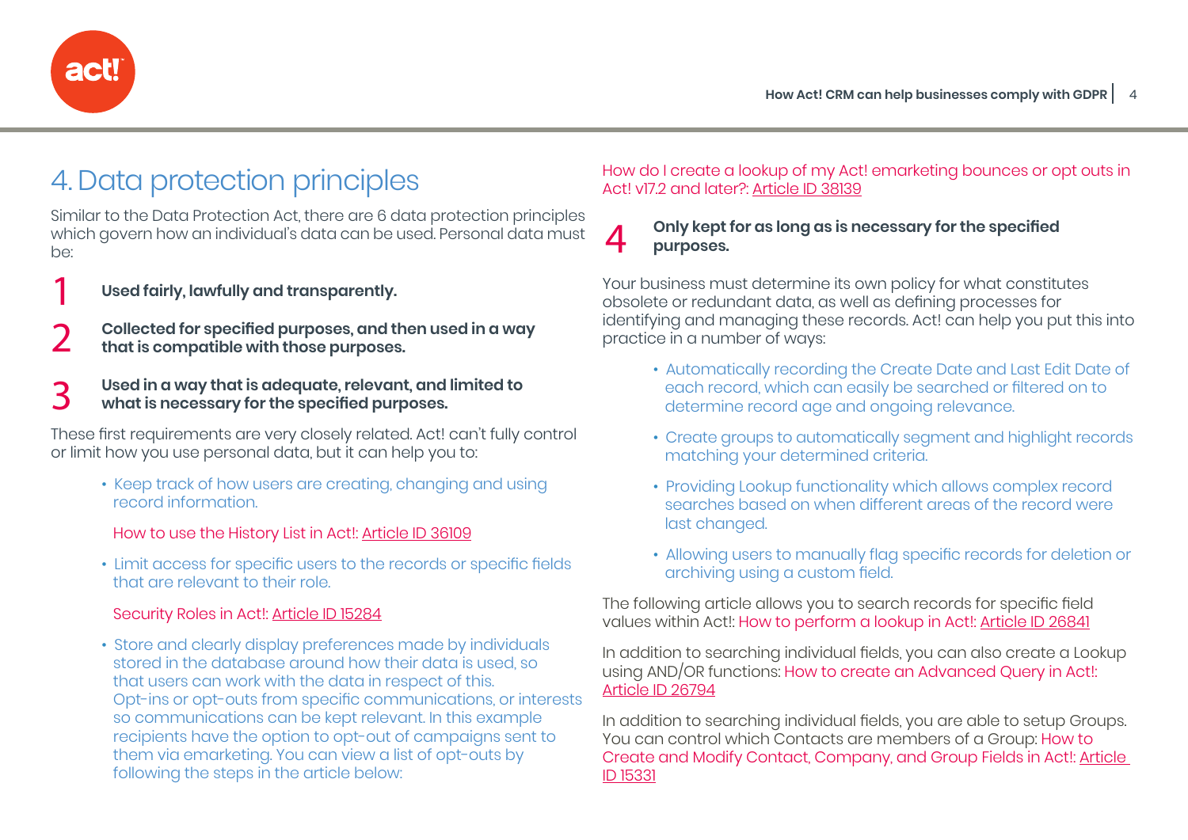## 4. Data protection principles

Similar to the Data Protection Act, there are 6 data protection principles which govern how an individual's data can be used. Personal data must be:

1. **Used fairly, lawfully and transparently.**
2. **Collected for specified purposes, and then used in a way that is compatible with those purposes.**
3. **Used in a way that is adequate, relevant, and limited to what is necessary for the specified purposes.**

These first requirements are very closely related. Act! can't fully control or limit how you use personal data, but it can help you to:

- Keep track of how users are creating, changing and using record information.

  How to use the History List in Act!: Article ID 36109

- Limit access for specific users to the records or specific fields that are relevant to their role.

  Security Roles in Act!: Article ID 15284

- Store and clearly display preferences made by individuals stored in the database around how their data is used, so that users can work with the data in respect of this. Opt-ins or opt-outs from specific communications, or interests so communications can be kept relevant. In this example recipients have the option to opt-out of campaigns sent to them via emarketing. You can view a list of opt-outs by following the steps in the article below:

  How do I create a lookup of my Act! emarketing bounces or opt outs in Act! v17.2 and later?: Article ID 38139

4. **Only kept for as long as is necessary for the specified purposes.**

Your business must determine its own policy for what constitutes obsolete or redundant data, as well as defining processes for identifying and managing these records. Act! can help you put this into practice in a number of ways:

- Automatically recording the Create Date and Last Edit Date of each record, which can easily be searched or filtered on to determine record age and ongoing relevance.
- Create groups to automatically segment and highlight records matching your determined criteria.
- Providing Lookup functionality which allows complex record searches based on when different areas of the record were last changed.
- Allowing users to manually flag specific records for deletion or archiving using a custom field.

The following article allows you to search records for specific field values within Act!: How to perform a lookup in Act!: Article ID 26841

In addition to searching individual fields, you can also create a Lookup using AND/OR functions: How to create an Advanced Query in Act!: Article ID 26794

In addition to searching individual fields, you are able to setup Groups. You can control which Contacts are members of a Group: How to Create and Modify Contact, Company, and Group Fields in Act!: Article ID 15331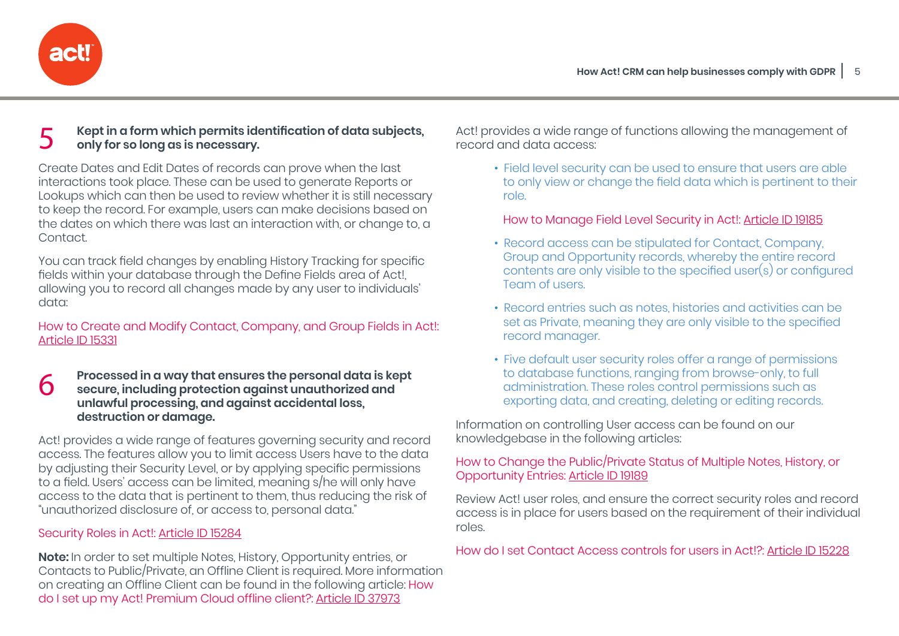## 5 Kept in a form which permits identification of data subjects, only for so long as is necessary.

Create Dates and Edit Dates of records can prove when the last interactions took place. These can be used to generate Reports or Lookups which can then be used to review whether it is still necessary to keep the record. For example, users can make decisions based on the dates on which there was last an interaction with, or change to, a Contact.

You can track field changes by enabling History Tracking for specific fields within your database through the Define Fields area of Act!, allowing you to record all changes made by any user to individuals' data:

How to Create and Modify Contact, Company, and Group Fields in Act!: Article ID 15331

## 6 Processed in a way that ensures the personal data is kept secure, including protection against unauthorized and unlawful processing, and against accidental loss, destruction or damage.

Act! provides a wide range of features governing security and record access. The features allow you to limit access Users have to the data by adjusting their Security Level, or by applying specific permissions to a field. Users' access can be limited, meaning s/he will only have access to the data that is pertinent to them, thus reducing the risk of "unauthorized disclosure of, or access to, personal data."

Security Roles in Act!: Article ID 15284

**Note:** In order to set multiple Notes, History, Opportunity entries, or Contacts to Public/Private, an Offline Client is required. More information on creating an Offline Client can be found in the following article: How do I set up my Act! Premium Cloud offline client?: Article ID 37973

Act! provides a wide range of functions allowing the management of record and data access:

- Field level security can be used to ensure that users are able to only view or change the field data which is pertinent to their role.

  How to Manage Field Level Security in Act!: Article ID 19185

- Record access can be stipulated for Contact, Company, Group and Opportunity records, whereby the entire record contents are only visible to the specified user(s) or configured Team of users.
- Record entries such as notes, histories and activities can be set as Private, meaning they are only visible to the specified record manager.
- Five default user security roles offer a range of permissions to database functions, ranging from browse-only, to full administration. These roles control permissions such as exporting data, and creating, deleting or editing records.

Information on controlling User access can be found on our knowledgebase in the following articles:

How to Change the Public/Private Status of Multiple Notes, History, or Opportunity Entries: Article ID 19189

Review Act! user roles, and ensure the correct security roles and record access is in place for users based on the requirement of their individual roles.

How do I set Contact Access controls for users in Act!?: Article ID 15228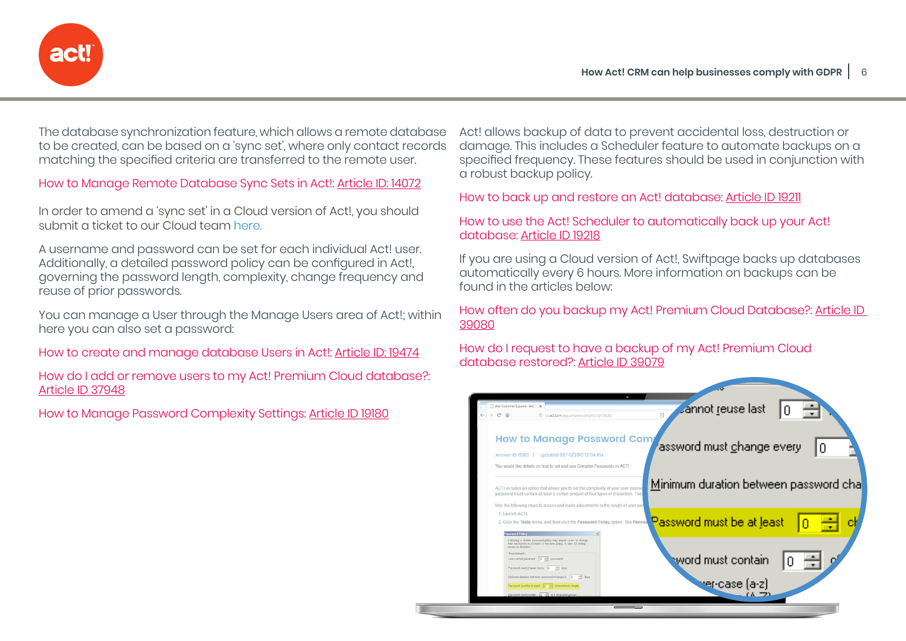The database synchronization feature, which allows a remote database to be created, can be based on a 'sync set', where only contact records matching the specified criteria are transferred to the remote user.

How to Manage Remote Database Sync Sets in Act!: Article ID: 14072

In order to amend a 'sync set' in a Cloud version of Act!, you should submit a ticket to our Cloud team here.

A username and password can be set for each individual Act! user. Additionally, a detailed password policy can be configured in Act!, governing the password length, complexity, change frequency and reuse of prior passwords.

You can manage a User through the Manage Users area of Act!; within here you can also set a password:

How to create and manage database Users in Act!: Article ID: 19474

How do I add or remove users to my Act! Premium Cloud database?: Article ID 37948

How to Manage Password Complexity Settings: Article ID 19180

Act! allows backup of data to prevent accidental loss, destruction or damage. This includes a Scheduler feature to automate backups on a specified frequency. These features should be used in conjunction with a robust backup policy.

How to back up and restore an Act! database: Article ID 19211

How to use the Act! Scheduler to automatically back up your Act! database: Article ID 19218

If you are using a Cloud version of Act!, Swiftpage backs up databases automatically every 6 hours. More information on backups can be found in the articles below:

How often do you backup my Act! Premium Cloud Database?: Article ID 39080

How do I request to have a backup of my Act! Premium Cloud database restored?: Article ID 39079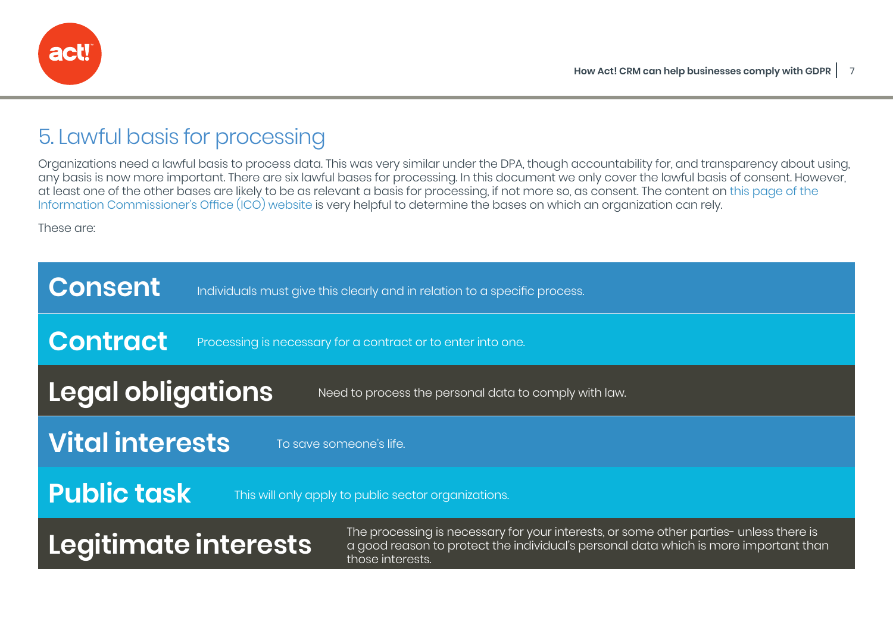## 5. Lawful basis for processing

Organizations need a lawful basis to process data. This was very similar under the DPA, though accountability for, and transparency about using, any basis is now more important. There are six lawful bases for processing. In this document we only cover the lawful basis of consent. However, at least one of the other bases are likely to be as relevant a basis for processing, if not more so, as consent. The content on this page of the Information Commissioner's Office (ICO) website is very helpful to determine the bases on which an organization can rely.

These are:

| Basis | Description |
|---|---|
| **Consent** | Individuals must give this clearly and in relation to a specific process. |
| **Contract** | Processing is necessary for a contract or to enter into one. |
| **Legal obligations** | Need to process the personal data to comply with law. |
| **Vital interests** | To save someone's life. |
| **Public task** | This will only apply to public sector organizations. |
| **Legitimate interests** | The processing is necessary for your interests, or some other parties- unless there is a good reason to protect the individual's personal data which is more important than those interests. |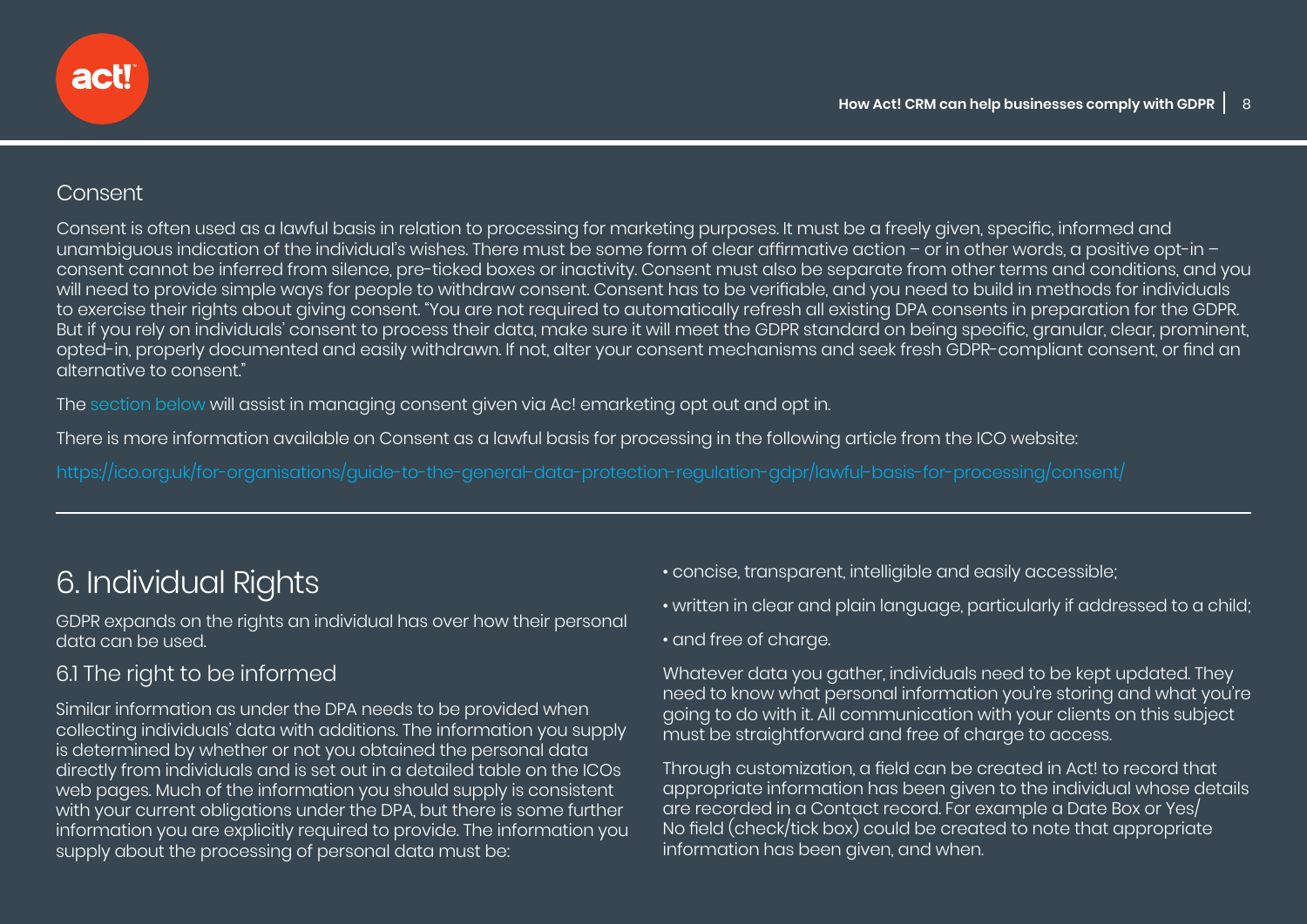## Consent

Consent is often used as a lawful basis in relation to processing for marketing purposes. It must be a freely given, specific, informed and unambiguous indication of the individual's wishes. There must be some form of clear affirmative action – or in other words, a positive opt-in – consent cannot be inferred from silence, pre-ticked boxes or inactivity. Consent must also be separate from other terms and conditions, and you will need to provide simple ways for people to withdraw consent. Consent has to be verifiable, and you need to build in methods for individuals to exercise their rights about giving consent. "You are not required to automatically refresh all existing DPA consents in preparation for the GDPR. But if you rely on individuals' consent to process their data, make sure it will meet the GDPR standard on being specific, granular, clear, prominent, opted-in, properly documented and easily withdrawn. If not, alter your consent mechanisms and seek fresh GDPR-compliant consent, or find an alternative to consent."

The section below will assist in managing consent given via Ac! emarketing opt out and opt in.

There is more information available on Consent as a lawful basis for processing in the following article from the ICO website:

https://ico.org.uk/for-organisations/guide-to-the-general-data-protection-regulation-gdpr/lawful-basis-for-processing/consent/

---

# 6. Individual Rights

GDPR expands on the rights an individual has over how their personal data can be used.

## 6.1 The right to be informed

Similar information as under the DPA needs to be provided when collecting individuals' data with additions. The information you supply is determined by whether or not you obtained the personal data directly from individuals and is set out in a detailed table on the ICOs web pages. Much of the information you should supply is consistent with your current obligations under the DPA, but there is some further information you are explicitly required to provide. The information you supply about the processing of personal data must be:

- concise, transparent, intelligible and easily accessible;
- written in clear and plain language, particularly if addressed to a child;
- and free of charge.

Whatever data you gather, individuals need to be kept updated. They need to know what personal information you're storing and what you're going to do with it. All communication with your clients on this subject must be straightforward and free of charge to access.

Through customization, a field can be created in Act! to record that appropriate information has been given to the individual whose details are recorded in a Contact record. For example a Date Box or Yes/No field (check/tick box) could be created to note that appropriate information has been given, and when.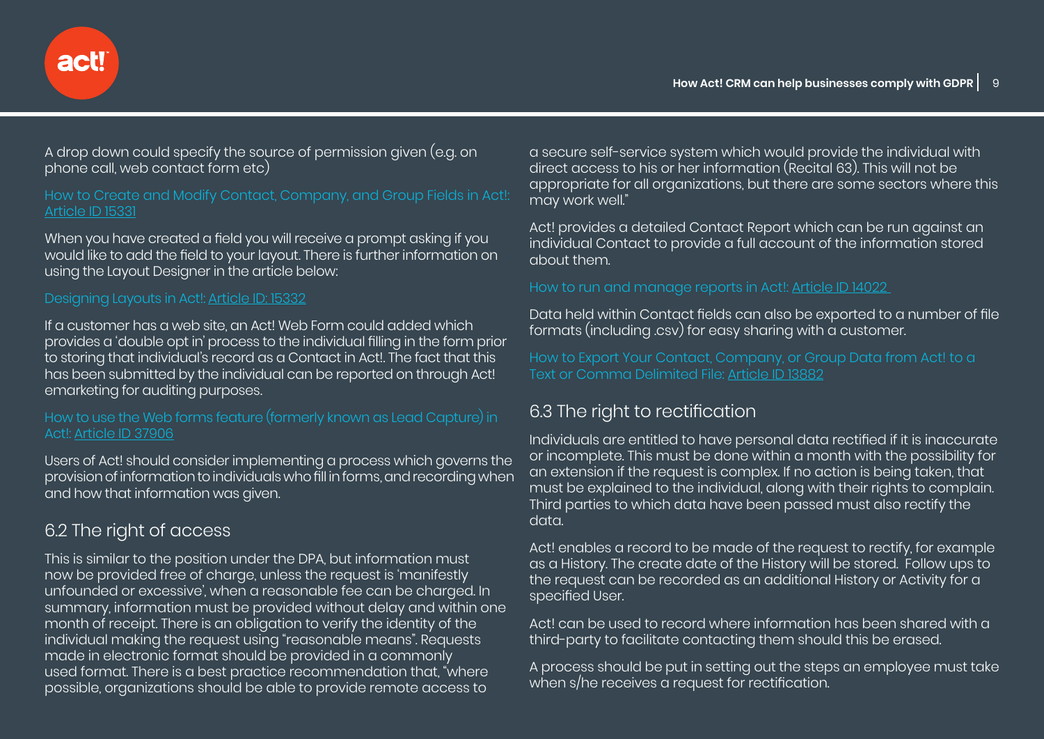A drop down could specify the source of permission given (e.g. on phone call, web contact form etc)

How to Create and Modify Contact, Company, and Group Fields in Act!: Article ID 15331

When you have created a field you will receive a prompt asking if you would like to add the field to your layout. There is further information on using the Layout Designer in the article below:

Designing Layouts in Act!: Article ID: 15332

If a customer has a web site, an Act! Web Form could added which provides a 'double opt in' process to the individual filling in the form prior to storing that individual's record as a Contact in Act!. The fact that this has been submitted by the individual can be reported on through Act! emarketing for auditing purposes.

How to use the Web forms feature (formerly known as Lead Capture) in Act!: Article ID 37906

Users of Act! should consider implementing a process which governs the provision of information to individuals who fill in forms, and recording when and how that information was given.

## 6.2 The right of access

This is similar to the position under the DPA, but information must now be provided free of charge, unless the request is 'manifestly unfounded or excessive', when a reasonable fee can be charged. In summary, information must be provided without delay and within one month of receipt. There is an obligation to verify the identity of the individual making the request using "reasonable means". Requests made in electronic format should be provided in a commonly used format. There is a best practice recommendation that, "where possible, organizations should be able to provide remote access to a secure self-service system which would provide the individual with direct access to his or her information (Recital 63). This will not be appropriate for all organizations, but there are some sectors where this may work well."

Act! provides a detailed Contact Report which can be run against an individual Contact to provide a full account of the information stored about them.

How to run and manage reports in Act!: Article ID 14022

Data held within Contact fields can also be exported to a number of file formats (including .csv) for easy sharing with a customer.

How to Export Your Contact, Company, or Group Data from Act! to a Text or Comma Delimited File: Article ID 13882

## 6.3 The right to rectification

Individuals are entitled to have personal data rectified if it is inaccurate or incomplete. This must be done within a month with the possibility for an extension if the request is complex. If no action is being taken, that must be explained to the individual, along with their rights to complain. Third parties to which data have been passed must also rectify the data.

Act! enables a record to be made of the request to rectify, for example as a History. The create date of the History will be stored. Follow ups to the request can be recorded as an additional History or Activity for a specified User.

Act! can be used to record where information has been shared with a third-party to facilitate contacting them should this be erased.

A process should be put in setting out the steps an employee must take when s/he receives a request for rectification.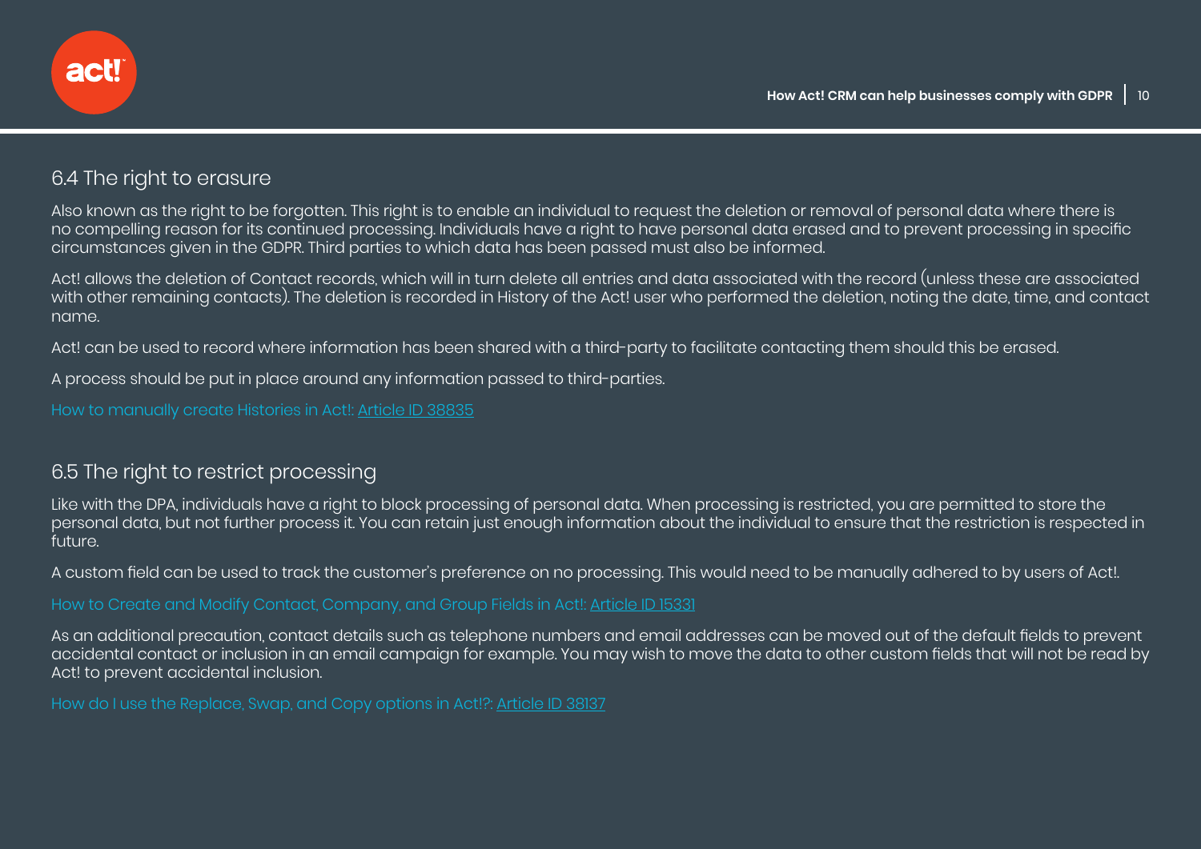## 6.4 The right to erasure

Also known as the right to be forgotten. This right is to enable an individual to request the deletion or removal of personal data where there is no compelling reason for its continued processing. Individuals have a right to have personal data erased and to prevent processing in specific circumstances given in the GDPR. Third parties to which data has been passed must also be informed.

Act! allows the deletion of Contact records, which will in turn delete all entries and data associated with the record (unless these are associated with other remaining contacts). The deletion is recorded in History of the Act! user who performed the deletion, noting the date, time, and contact name.

Act! can be used to record where information has been shared with a third-party to facilitate contacting them should this be erased.

A process should be put in place around any information passed to third-parties.

How to manually create Histories in Act!: Article ID 38835

## 6.5 The right to restrict processing

Like with the DPA, individuals have a right to block processing of personal data. When processing is restricted, you are permitted to store the personal data, but not further process it. You can retain just enough information about the individual to ensure that the restriction is respected in future.

A custom field can be used to track the customer's preference on no processing. This would need to be manually adhered to by users of Act!.

How to Create and Modify Contact, Company, and Group Fields in Act!: Article ID 15331

As an additional precaution, contact details such as telephone numbers and email addresses can be moved out of the default fields to prevent accidental contact or inclusion in an email campaign for example. You may wish to move the data to other custom fields that will not be read by Act! to prevent accidental inclusion.

How do I use the Replace, Swap, and Copy options in Act!?: Article ID 38137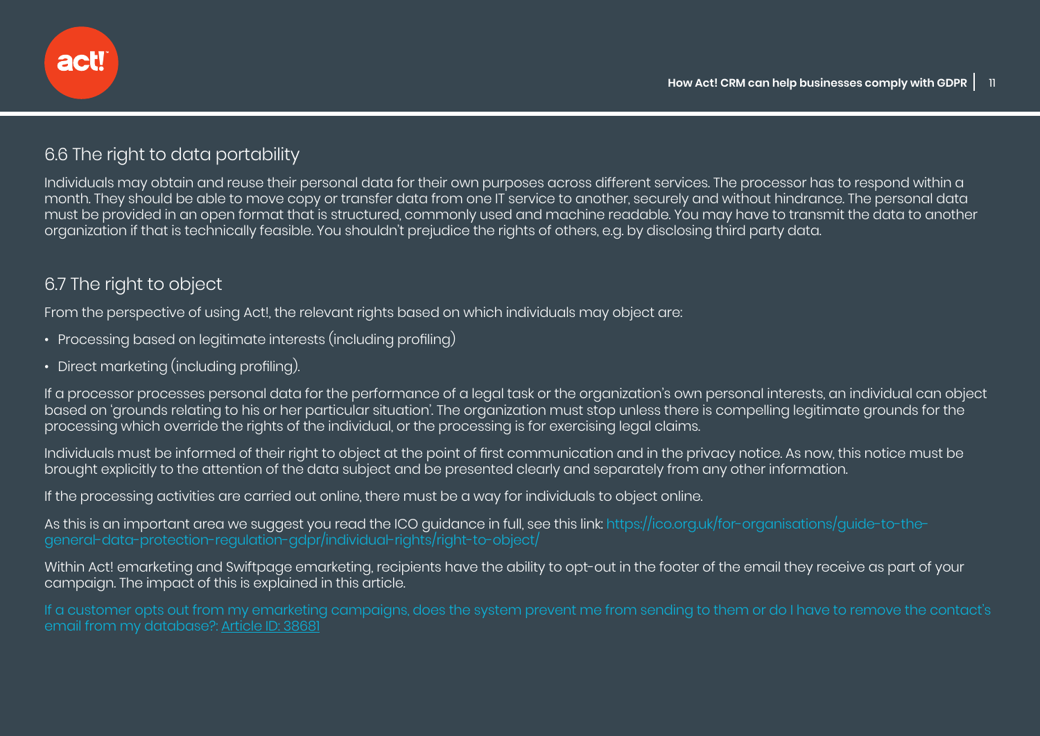## 6.6 The right to data portability

Individuals may obtain and reuse their personal data for their own purposes across different services. The processor has to respond within a month. They should be able to move copy or transfer data from one IT service to another, securely and without hindrance. The personal data must be provided in an open format that is structured, commonly used and machine readable. You may have to transmit the data to another organization if that is technically feasible. You shouldn't prejudice the rights of others, e.g. by disclosing third party data.

## 6.7 The right to object

From the perspective of using Act!, the relevant rights based on which individuals may object are:

- Processing based on legitimate interests (including profiling)
- Direct marketing (including profiling).

If a processor processes personal data for the performance of a legal task or the organization's own personal interests, an individual can object based on 'grounds relating to his or her particular situation'. The organization must stop unless there is compelling legitimate grounds for the processing which override the rights of the individual, or the processing is for exercising legal claims.

Individuals must be informed of their right to object at the point of first communication and in the privacy notice. As now, this notice must be brought explicitly to the attention of the data subject and be presented clearly and separately from any other information.

If the processing activities are carried out online, there must be a way for individuals to object online.

As this is an important area we suggest you read the ICO guidance in full, see this link: https://ico.org.uk/for-organisations/guide-to-the-general-data-protection-regulation-gdpr/individual-rights/right-to-object/

Within Act! emarketing and Swiftpage emarketing, recipients have the ability to opt-out in the footer of the email they receive as part of your campaign. The impact of this is explained in this article.

If a customer opts out from my emarketing campaigns, does the system prevent me from sending to them or do I have to remove the contact's email from my database?: Article ID: 38681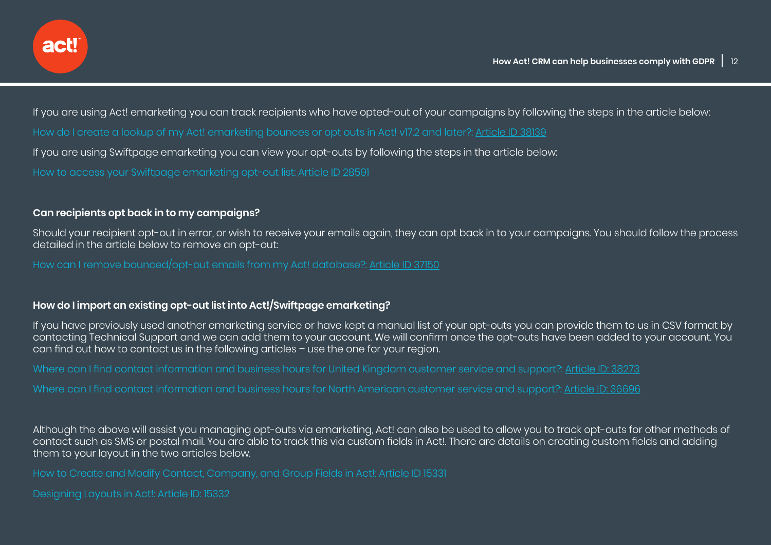If you are using Act! emarketing you can track recipients who have opted-out of your campaigns by following the steps in the article below:

How do I create a lookup of my Act! emarketing bounces or opt outs in Act! v17.2 and later?: Article ID 38139

If you are using Swiftpage emarketing you can view your opt-outs by following the steps in the article below:

How to access your Swiftpage emarketing opt-out list: Article ID 28591

**Can recipients opt back in to my campaigns?**

Should your recipient opt-out in error, or wish to receive your emails again, they can opt back in to your campaigns. You should follow the process detailed in the article below to remove an opt-out:

How can I remove bounced/opt-out emails from my Act! database?: Article ID 37150

**How do I import an existing opt-out list into Act!/Swiftpage emarketing?**

If you have previously used another emarketing service or have kept a manual list of your opt-outs you can provide them to us in CSV format by contacting Technical Support and we can add them to your account. We will confirm once the opt-outs have been added to your account. You can find out how to contact us in the following articles – use the one for your region.

Where can I find contact information and business hours for United Kingdom customer service and support?: Article ID: 38273

Where can I find contact information and business hours for North American customer service and support?: Article ID: 36696

Although the above will assist you managing opt-outs via emarketing, Act! can also be used to allow you to track opt-outs for other methods of contact such as SMS or postal mail. You are able to track this via custom fields in Act!. There are details on creating custom fields and adding them to your layout in the two articles below.

How to Create and Modify Contact, Company, and Group Fields in Act!: Article ID 15331

Designing Layouts in Act!: Article ID: 15332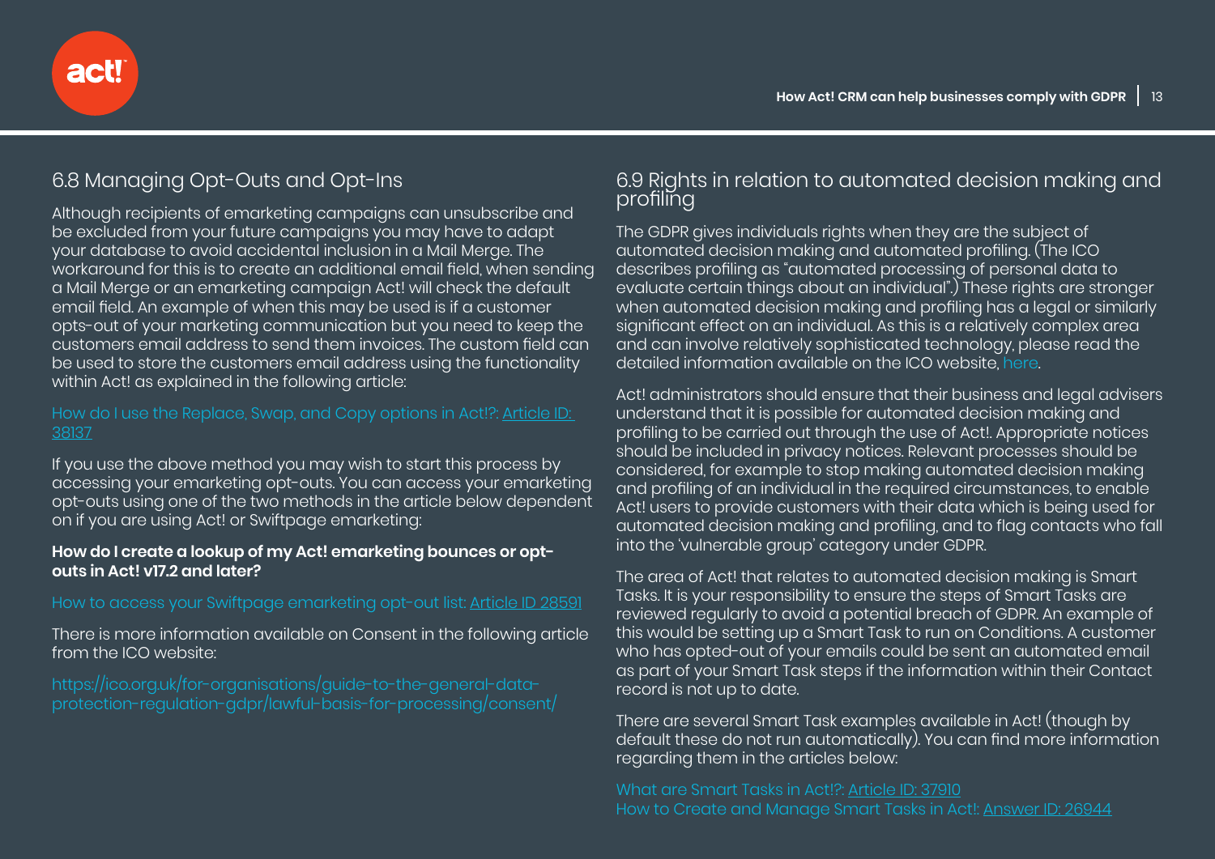## 6.8 Managing Opt-Outs and Opt-Ins

Although recipients of emarketing campaigns can unsubscribe and be excluded from your future campaigns you may have to adapt your database to avoid accidental inclusion in a Mail Merge. The workaround for this is to create an additional email field, when sending a Mail Merge or an emarketing campaign Act! will check the default email field. An example of when this may be used is if a customer opts-out of your marketing communication but you need to keep the customers email address to send them invoices. The custom field can be used to store the customers email address using the functionality within Act! as explained in the following article:

How do I use the Replace, Swap, and Copy options in Act!?: Article ID: 38137

If you use the above method you may wish to start this process by accessing your emarketing opt-outs. You can access your emarketing opt-outs using one of the two methods in the article below dependent on if you are using Act! or Swiftpage emarketing:

**How do I create a lookup of my Act! emarketing bounces or opt-outs in Act! v17.2 and later?**

How to access your Swiftpage emarketing opt-out list: Article ID 28591

There is more information available on Consent in the following article from the ICO website:

https://ico.org.uk/for-organisations/guide-to-the-general-data-protection-regulation-gdpr/lawful-basis-for-processing/consent/

## 6.9 Rights in relation to automated decision making and profiling

The GDPR gives individuals rights when they are the subject of automated decision making and automated profiling. (The ICO describes profiling as "automated processing of personal data to evaluate certain things about an individual".) These rights are stronger when automated decision making and profiling has a legal or similarly significant effect on an individual. As this is a relatively complex area and can involve relatively sophisticated technology, please read the detailed information available on the ICO website, here.

Act! administrators should ensure that their business and legal advisers understand that it is possible for automated decision making and profiling to be carried out through the use of Act!. Appropriate notices should be included in privacy notices. Relevant processes should be considered, for example to stop making automated decision making and profiling of an individual in the required circumstances, to enable Act! users to provide customers with their data which is being used for automated decision making and profiling, and to flag contacts who fall into the 'vulnerable group' category under GDPR.

The area of Act! that relates to automated decision making is Smart Tasks. It is your responsibility to ensure the steps of Smart Tasks are reviewed regularly to avoid a potential breach of GDPR. An example of this would be setting up a Smart Task to run on Conditions. A customer who has opted-out of your emails could be sent an automated email as part of your Smart Task steps if the information within their Contact record is not up to date.

There are several Smart Task examples available in Act! (though by default these do not run automatically). You can find more information regarding them in the articles below:

What are Smart Tasks in Act!?: Article ID: 37910
How to Create and Manage Smart Tasks in Act!: Answer ID: 26944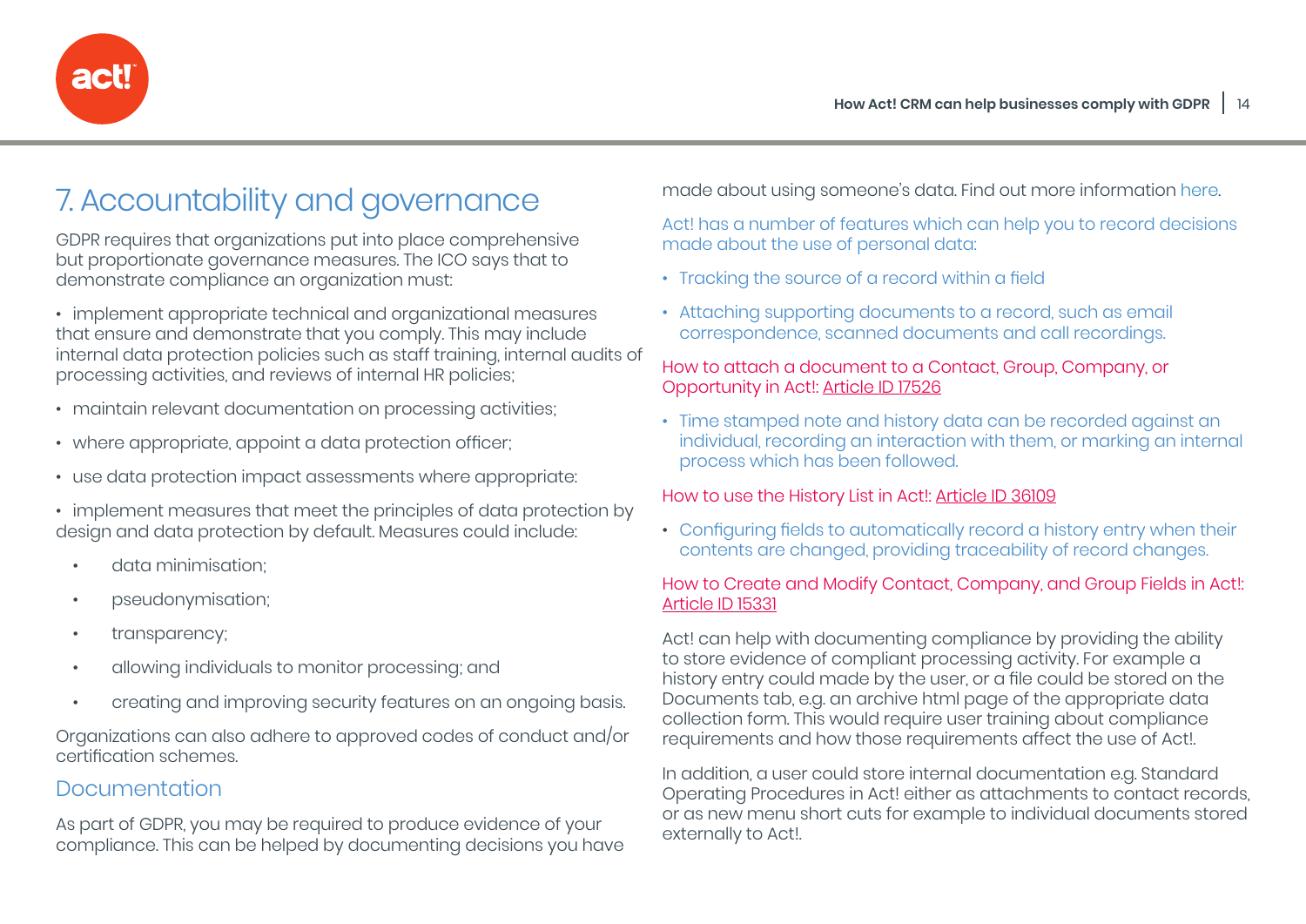## 7. Accountability and governance

GDPR requires that organizations put into place comprehensive but proportionate governance measures. The ICO says that to demonstrate compliance an organization must:

- implement appropriate technical and organizational measures that ensure and demonstrate that you comply. This may include internal data protection policies such as staff training, internal audits of processing activities, and reviews of internal HR policies;
- maintain relevant documentation on processing activities;
- where appropriate, appoint a data protection officer;
- use data protection impact assessments where appropriate:
- implement measures that meet the principles of data protection by design and data protection by default. Measures could include:
    - data minimisation;
    - pseudonymisation;
    - transparency;
    - allowing individuals to monitor processing; and
    - creating and improving security features on an ongoing basis.

Organizations can also adhere to approved codes of conduct and/or certification schemes.

### Documentation

As part of GDPR, you may be required to produce evidence of your compliance. This can be helped by documenting decisions you have made about using someone's data. Find out more information here.

Act! has a number of features which can help you to record decisions made about the use of personal data:

- Tracking the source of a record within a field
- Attaching supporting documents to a record, such as email correspondence, scanned documents and call recordings.

How to attach a document to a Contact, Group, Company, or Opportunity in Act!: Article ID 17526

- Time stamped note and history data can be recorded against an individual, recording an interaction with them, or marking an internal process which has been followed.

How to use the History List in Act!: Article ID 36109

- Configuring fields to automatically record a history entry when their contents are changed, providing traceability of record changes.

How to Create and Modify Contact, Company, and Group Fields in Act!: Article ID 15331

Act! can help with documenting compliance by providing the ability to store evidence of compliant processing activity. For example a history entry could made by the user, or a file could be stored on the Documents tab, e.g. an archive html page of the appropriate data collection form. This would require user training about compliance requirements and how those requirements affect the use of Act!.

In addition, a user could store internal documentation e.g. Standard Operating Procedures in Act! either as attachments to contact records, or as new menu short cuts for example to individual documents stored externally to Act!.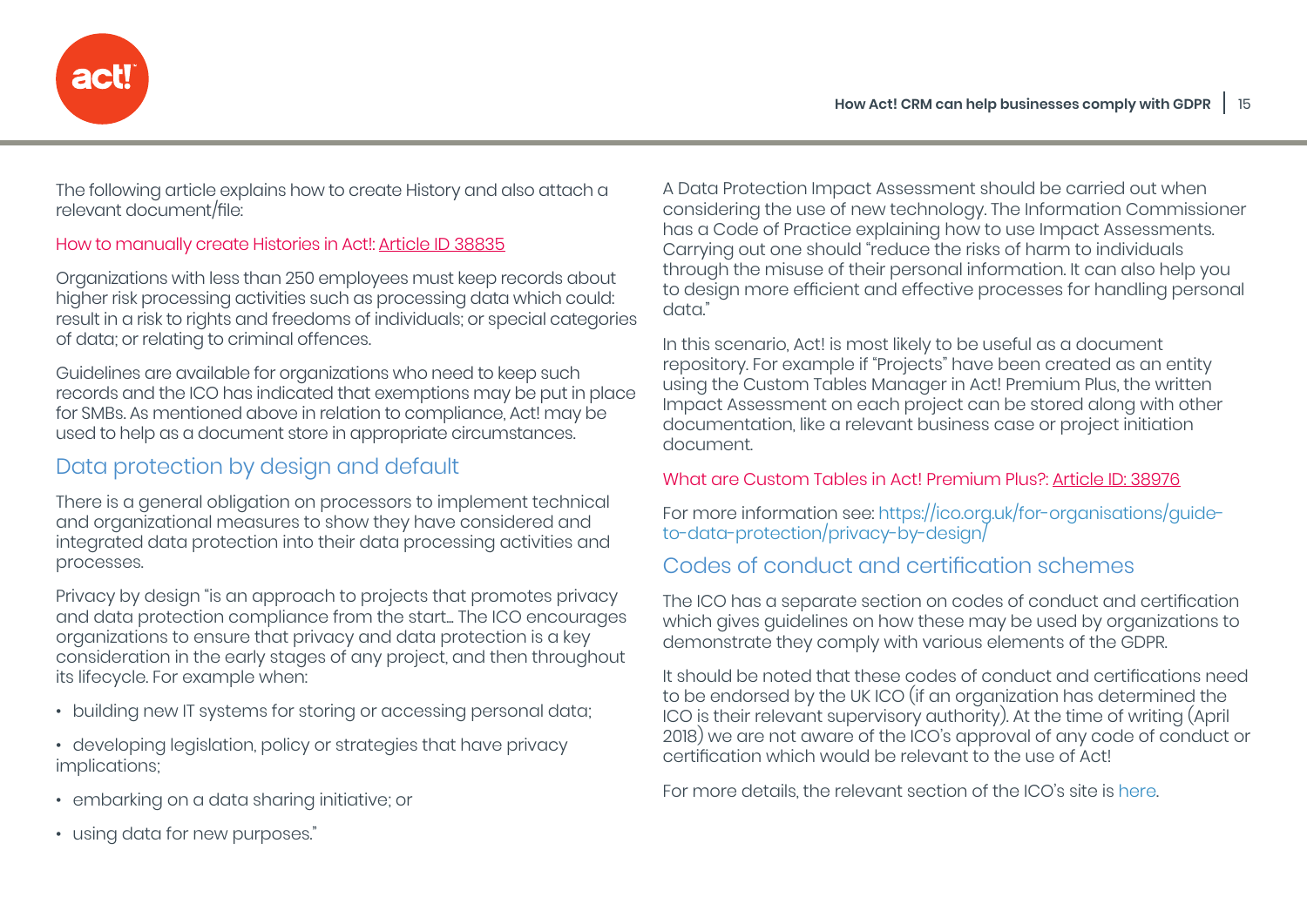The following article explains how to create History and also attach a relevant document/file:

How to manually create Histories in Act!: Article ID 38835

Organizations with less than 250 employees must keep records about higher risk processing activities such as processing data which could: result in a risk to rights and freedoms of individuals; or special categories of data; or relating to criminal offences.

Guidelines are available for organizations who need to keep such records and the ICO has indicated that exemptions may be put in place for SMBs. As mentioned above in relation to compliance, Act! may be used to help as a document store in appropriate circumstances.

## Data protection by design and default

There is a general obligation on processors to implement technical and organizational measures to show they have considered and integrated data protection into their data processing activities and processes.

Privacy by design "is an approach to projects that promotes privacy and data protection compliance from the start… The ICO encourages organizations to ensure that privacy and data protection is a key consideration in the early stages of any project, and then throughout its lifecycle. For example when:

- building new IT systems for storing or accessing personal data;
- developing legislation, policy or strategies that have privacy implications;
- embarking on a data sharing initiative; or
- using data for new purposes."

A Data Protection Impact Assessment should be carried out when considering the use of new technology. The Information Commissioner has a Code of Practice explaining how to use Impact Assessments. Carrying out one should "reduce the risks of harm to individuals through the misuse of their personal information. It can also help you to design more efficient and effective processes for handling personal data."

In this scenario, Act! is most likely to be useful as a document repository. For example if "Projects" have been created as an entity using the Custom Tables Manager in Act! Premium Plus, the written Impact Assessment on each project can be stored along with other documentation, like a relevant business case or project initiation document.

What are Custom Tables in Act! Premium Plus?: Article ID: 38976

For more information see: https://ico.org.uk/for-organisations/guide-to-data-protection/privacy-by-design/

## Codes of conduct and certification schemes

The ICO has a separate section on codes of conduct and certification which gives guidelines on how these may be used by organizations to demonstrate they comply with various elements of the GDPR.

It should be noted that these codes of conduct and certifications need to be endorsed by the UK ICO (if an organization has determined the ICO is their relevant supervisory authority). At the time of writing (April 2018) we are not aware of the ICO's approval of any code of conduct or certification which would be relevant to the use of Act!

For more details, the relevant section of the ICO's site is here.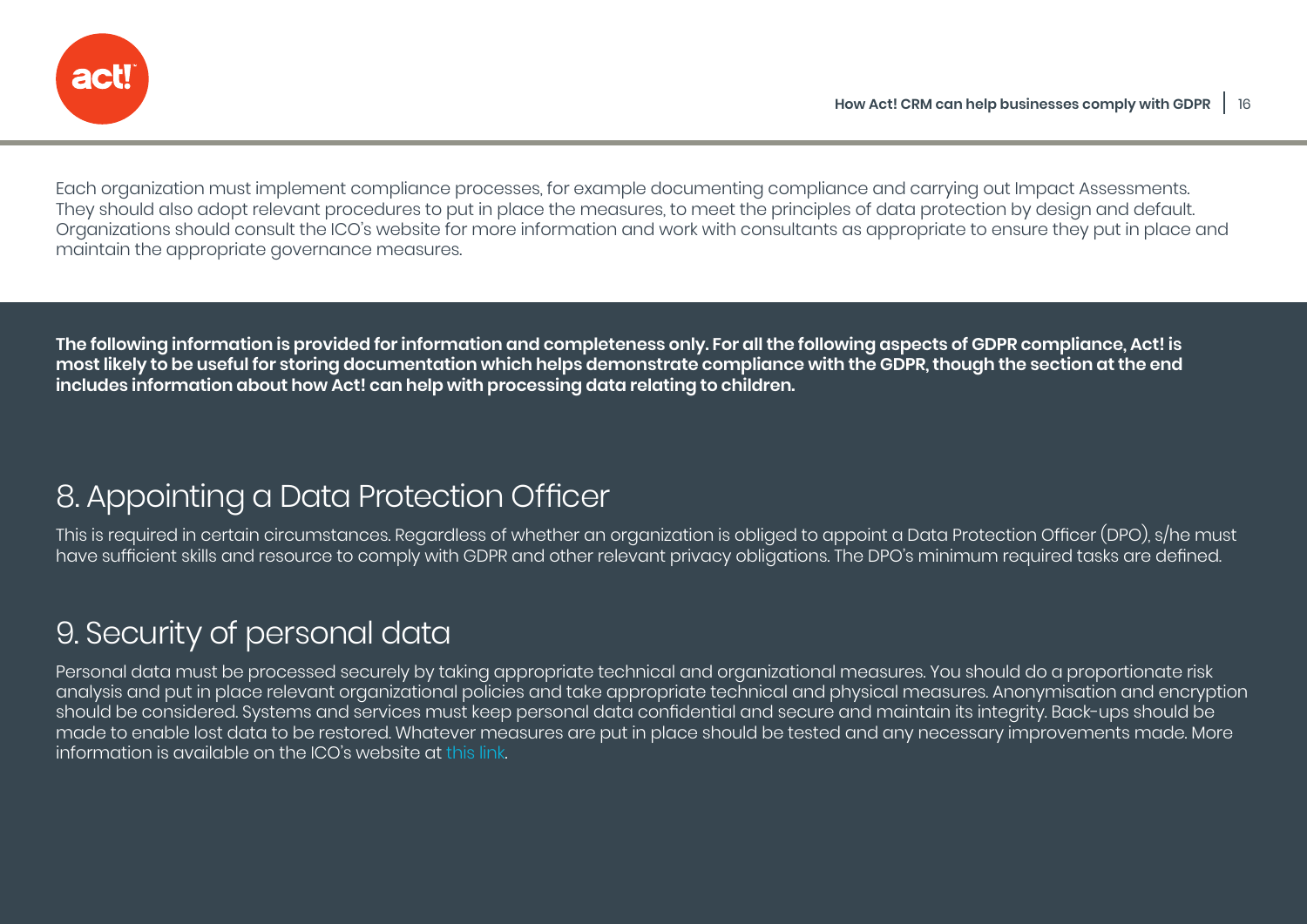Each organization must implement compliance processes, for example documenting compliance and carrying out Impact Assessments. They should also adopt relevant procedures to put in place the measures, to meet the principles of data protection by design and default. Organizations should consult the ICO's website for more information and work with consultants as appropriate to ensure they put in place and maintain the appropriate governance measures.

**The following information is provided for information and completeness only. For all the following aspects of GDPR compliance, Act! is most likely to be useful for storing documentation which helps demonstrate compliance with the GDPR, though the section at the end includes information about how Act! can help with processing data relating to children.**

## 8. Appointing a Data Protection Officer

This is required in certain circumstances. Regardless of whether an organization is obliged to appoint a Data Protection Officer (DPO), s/he must have sufficient skills and resource to comply with GDPR and other relevant privacy obligations. The DPO's minimum required tasks are defined.

## 9. Security of personal data

Personal data must be processed securely by taking appropriate technical and organizational measures. You should do a proportionate risk analysis and put in place relevant organizational policies and take appropriate technical and physical measures. Anonymisation and encryption should be considered. Systems and services must keep personal data confidential and secure and maintain its integrity. Back-ups should be made to enable lost data to be restored. Whatever measures are put in place should be tested and any necessary improvements made. More information is available on the ICO's website at this link.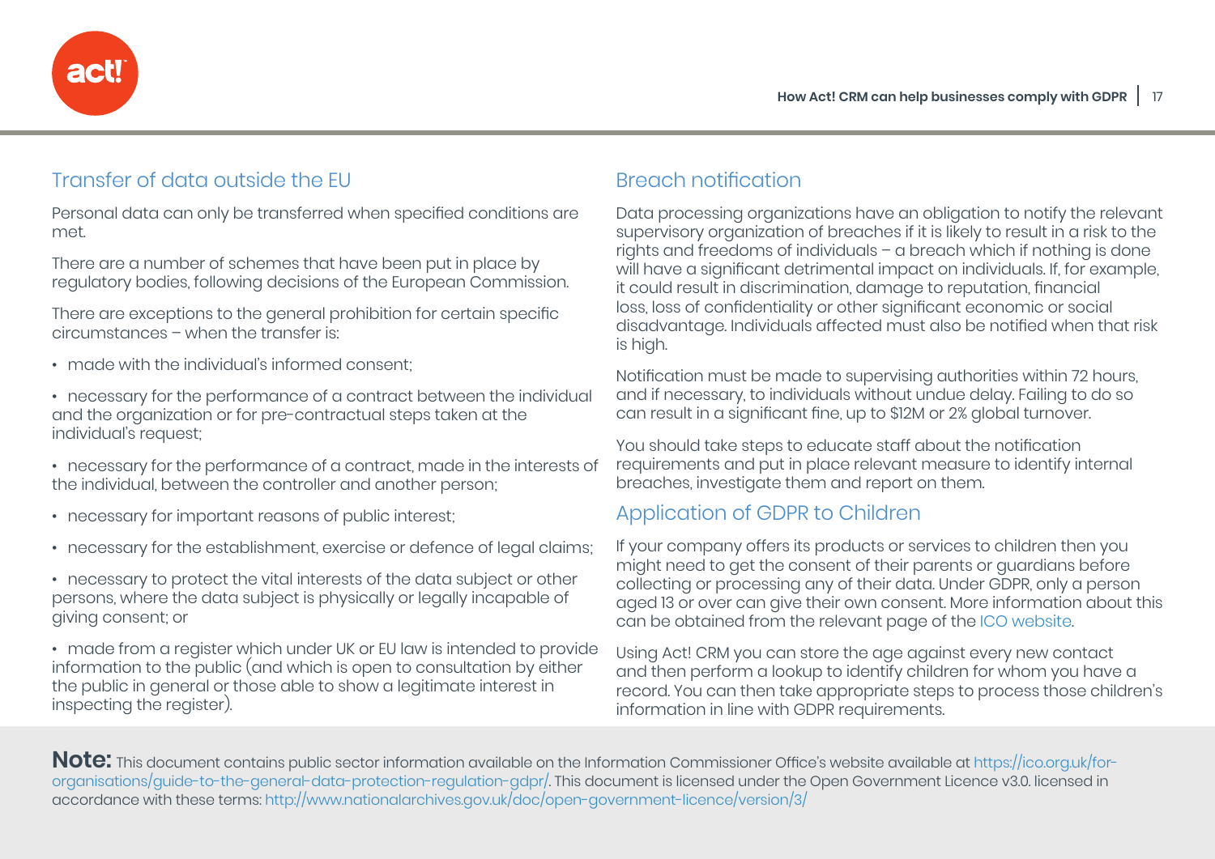## Transfer of data outside the EU

Personal data can only be transferred when specified conditions are met.

There are a number of schemes that have been put in place by regulatory bodies, following decisions of the European Commission.

There are exceptions to the general prohibition for certain specific circumstances – when the transfer is:

- made with the individual's informed consent;
- necessary for the performance of a contract between the individual and the organization or for pre-contractual steps taken at the individual's request;
- necessary for the performance of a contract, made in the interests of the individual, between the controller and another person;
- necessary for important reasons of public interest;
- necessary for the establishment, exercise or defence of legal claims;
- necessary to protect the vital interests of the data subject or other persons, where the data subject is physically or legally incapable of giving consent; or
- made from a register which under UK or EU law is intended to provide information to the public (and which is open to consultation by either the public in general or those able to show a legitimate interest in inspecting the register).

## Breach notification

Data processing organizations have an obligation to notify the relevant supervisory organization of breaches if it is likely to result in a risk to the rights and freedoms of individuals – a breach which if nothing is done will have a significant detrimental impact on individuals. If, for example, it could result in discrimination, damage to reputation, financial loss, loss of confidentiality or other significant economic or social disadvantage. Individuals affected must also be notified when that risk is high.

Notification must be made to supervising authorities within 72 hours, and if necessary, to individuals without undue delay. Failing to do so can result in a significant fine, up to $12M or 2% global turnover.

You should take steps to educate staff about the notification requirements and put in place relevant measure to identify internal breaches, investigate them and report on them.

## Application of GDPR to Children

If your company offers its products or services to children then you might need to get the consent of their parents or guardians before collecting or processing any of their data. Under GDPR, only a person aged 13 or over can give their own consent. More information about this can be obtained from the relevant page of the ICO website.

Using Act! CRM you can store the age against every new contact and then perform a lookup to identify children for whom you have a record. You can then take appropriate steps to process those children's information in line with GDPR requirements.

**Note:** This document contains public sector information available on the Information Commissioner Office's website available at https://ico.org.uk/for-organisations/guide-to-the-general-data-protection-regulation-gdpr/. This document is licensed under the Open Government Licence v3.0. licensed in accordance with these terms: http://www.nationalarchives.gov.uk/doc/open-government-licence/version/3/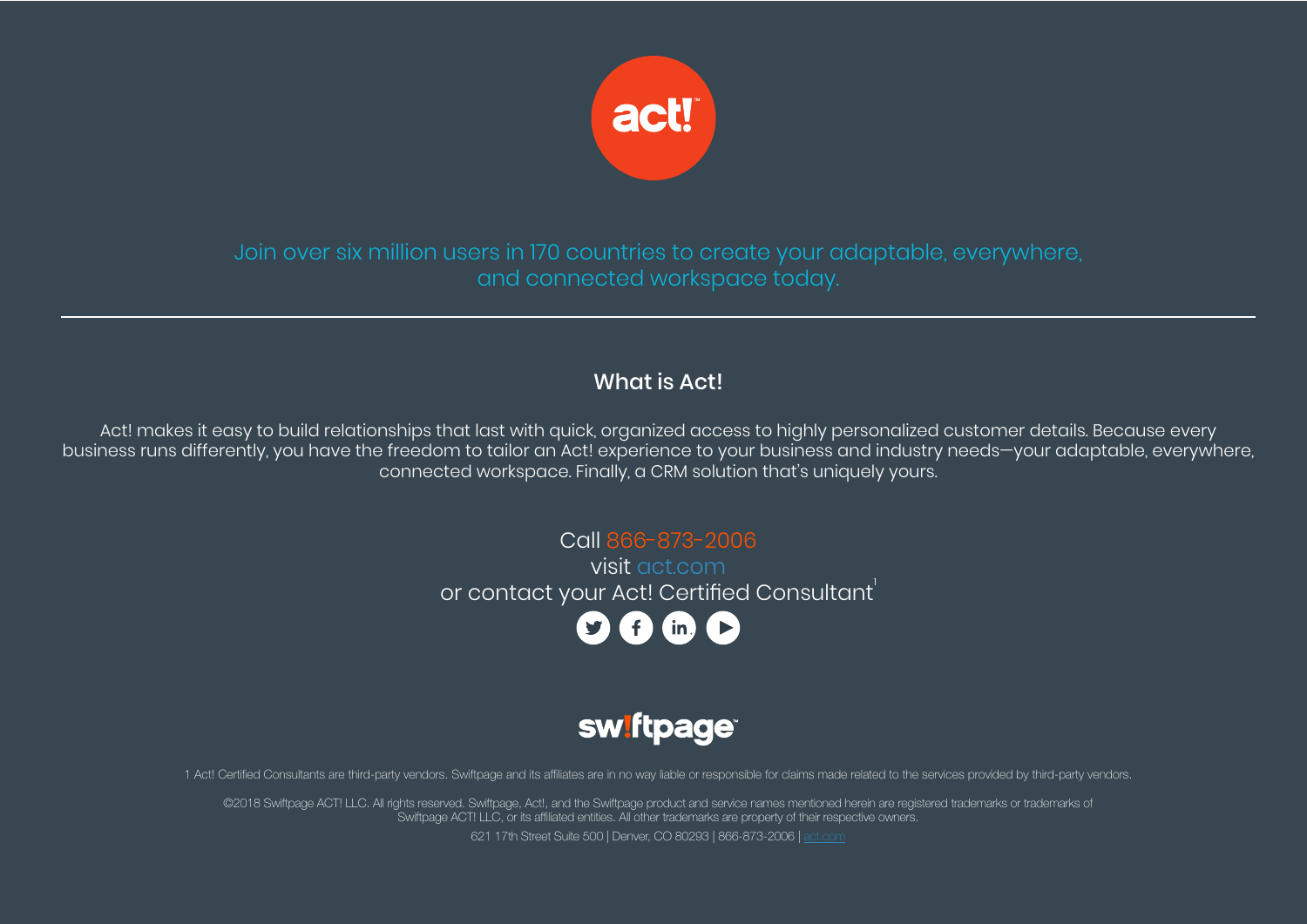act!™

Join over six million users in 170 countries to create your adaptable, everywhere, and connected workspace today.

---

## What is Act!

Act! makes it easy to build relationships that last with quick, organized access to highly personalized customer details. Because every business runs differently, you have the freedom to tailor an Act! experience to your business and industry needs—your adaptable, everywhere, connected workspace. Finally, a CRM solution that's uniquely yours.

Call 866-873-2006
visit act.com
or contact your Act! Certified Consultant[1]

swiftpage™

1 Act! Certified Consultants are third-party vendors. Swiftpage and its affiliates are in no way liable or responsible for claims made related to the services provided by third-party vendors.

©2018 Swiftpage ACT! LLC. All rights reserved. Swiftpage, Act!, and the Swiftpage product and service names mentioned herein are registered trademarks or trademarks of Swiftpage ACT! LLC, or its affiliated entities. All other trademarks are property of their respective owners.

621 17th Street Suite 500 | Denver, CO 80293 | 866-873-2006 | act.com